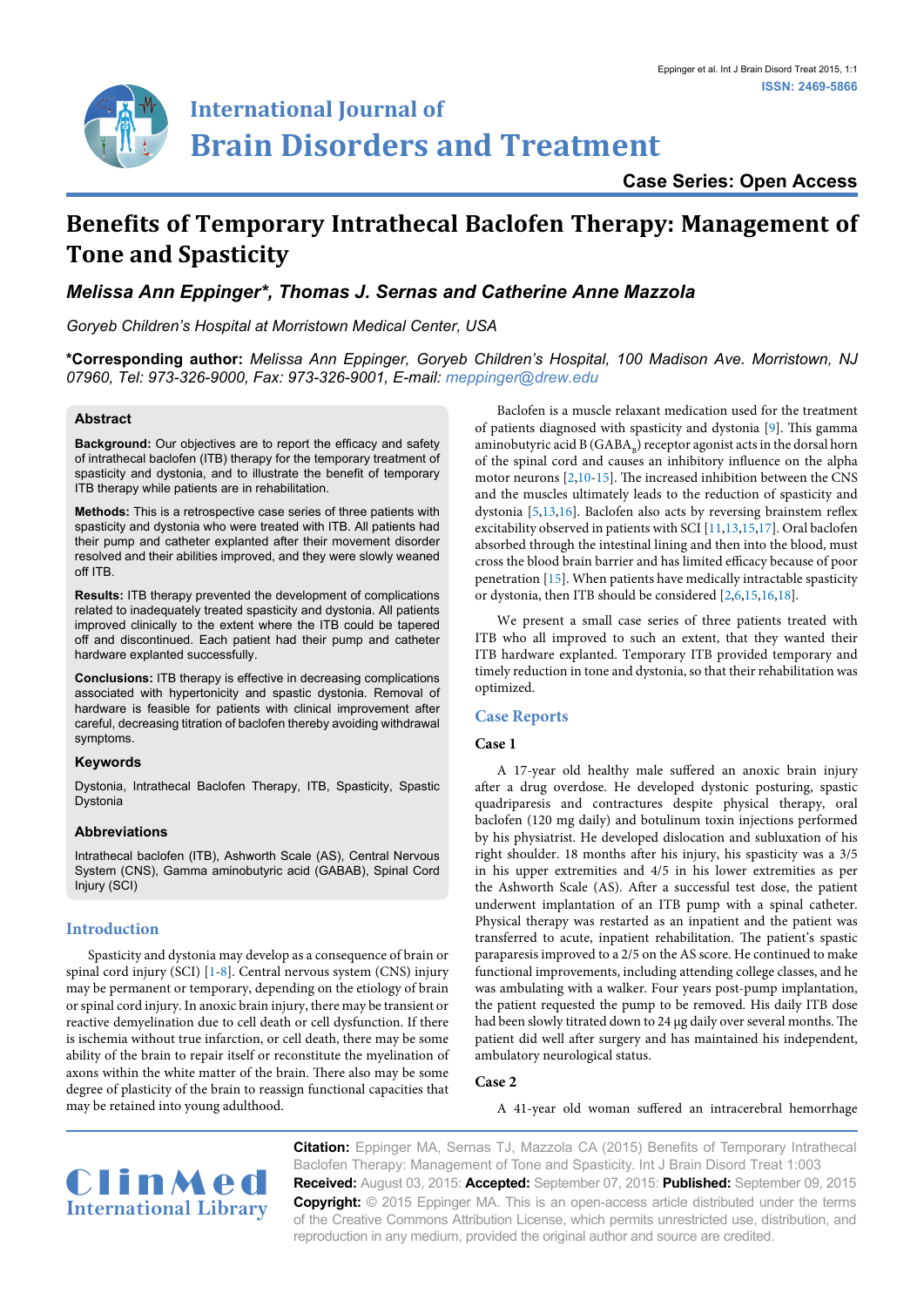International Journal of Brain Disorders and Treatment

ISSN: 2469-5866

Case Series: Open Access

# Benefits of Temporary Intrathecal Baclofen Therapy: Management of Tone and Spasticity

***Melissa Ann Eppinger\*, Thomas J. Sernas and Catherine Anne Mazzola***

*Goryeb Children's Hospital at Morristown Medical Center, USA*

**\*Corresponding author:** *Melissa Ann Eppinger, Goryeb Children's Hospital, 100 Madison Ave. Morristown, NJ 07960, Tel: 973-326-9000, Fax: 973-326-9001, E-mail: meppinger@drew.edu*

## Abstract

**Background:** Our objectives are to report the efficacy and safety of intrathecal baclofen (ITB) therapy for the temporary treatment of spasticity and dystonia, and to illustrate the benefit of temporary ITB therapy while patients are in rehabilitation.

**Methods:** This is a retrospective case series of three patients with spasticity and dystonia who were treated with ITB. All patients had their pump and catheter explanted after their movement disorder resolved and their abilities improved, and they were slowly weaned off ITB.

**Results:** ITB therapy prevented the development of complications related to inadequately treated spasticity and dystonia. All patients improved clinically to the extent where the ITB could be tapered off and discontinued. Each patient had their pump and catheter hardware explanted successfully.

**Conclusions:** ITB therapy is effective in decreasing complications associated with hypertonicity and spastic dystonia. Removal of hardware is feasible for patients with clinical improvement after careful, decreasing titration of baclofen thereby avoiding withdrawal symptoms.

### Keywords

Dystonia, Intrathecal Baclofen Therapy, ITB, Spasticity, Spastic Dystonia

### Abbreviations

Intrathecal baclofen (ITB), Ashworth Scale (AS), Central Nervous System (CNS), Gamma aminobutyric acid (GABAB), Spinal Cord Injury (SCI)

## Introduction

Spasticity and dystonia may develop as a consequence of brain or spinal cord injury (SCI) [1-8]. Central nervous system (CNS) injury may be permanent or temporary, depending on the etiology of brain or spinal cord injury. In anoxic brain injury, there may be transient or reactive demyelination due to cell death or cell dysfunction. If there is ischemia without true infarction, or cell death, there may be some ability of the brain to repair itself or reconstitute the myelination of axons within the white matter of the brain. There also may be some degree of plasticity of the brain to reassign functional capacities that may be retained into young adulthood.

Baclofen is a muscle relaxant medication used for the treatment of patients diagnosed with spasticity and dystonia [9]. This gamma aminobutyric acid B ($GABA_B$) receptor agonist acts in the dorsal horn of the spinal cord and causes an inhibitory influence on the alpha motor neurons [2,10-15]. The increased inhibition between the CNS and the muscles ultimately leads to the reduction of spasticity and dystonia [5,13,16]. Baclofen also acts by reversing brainstem reflex excitability observed in patients with SCI [11,13,15,17]. Oral baclofen absorbed through the intestinal lining and then into the blood, must cross the blood brain barrier and has limited efficacy because of poor penetration [15]. When patients have medically intractable spasticity or dystonia, then ITB should be considered [2,6,15,16,18].

We present a small case series of three patients treated with ITB who all improved to such an extent, that they wanted their ITB hardware explanted. Temporary ITB provided temporary and timely reduction in tone and dystonia, so that their rehabilitation was optimized.

## Case Reports

### Case 1

A 17-year old healthy male suffered an anoxic brain injury after a drug overdose. He developed dystonic posturing, spastic quadriparesis and contractures despite physical therapy, oral baclofen (120 mg daily) and botulinum toxin injections performed by his physiatrist. He developed dislocation and subluxation of his right shoulder. 18 months after his injury, his spasticity was a 3/5 in his upper extremities and 4/5 in his lower extremities as per the Ashworth Scale (AS). After a successful test dose, the patient underwent implantation of an ITB pump with a spinal catheter. Physical therapy was restarted as an inpatient and the patient was transferred to acute, inpatient rehabilitation. The patient's spastic paraparesis improved to a 2/5 on the AS score. He continued to make functional improvements, including attending college classes, and he was ambulating with a walker. Four years post-pump implantation, the patient requested the pump to be removed. His daily ITB dose had been slowly titrated down to 24 µg daily over several months. The patient did well after surgery and has maintained his independent, ambulatory neurological status.

### Case 2

A 41-year old woman suffered an intracerebral hemorrhage

**Citation:** Eppinger MA, Sernas TJ, Mazzola CA (2015) Benefits of Temporary Intrathecal Baclofen Therapy: Management of Tone and Spasticity. Int J Brain Disord Treat 1:003

**Received:** August 03, 2015: **Accepted:** September 07, 2015: **Published:** September 09, 2015

**Copyright:** © 2015 Eppinger MA. This is an open-access article distributed under the terms of the Creative Commons Attribution License, which permits unrestricted use, distribution, and reproduction in any medium, provided the original author and source are credited.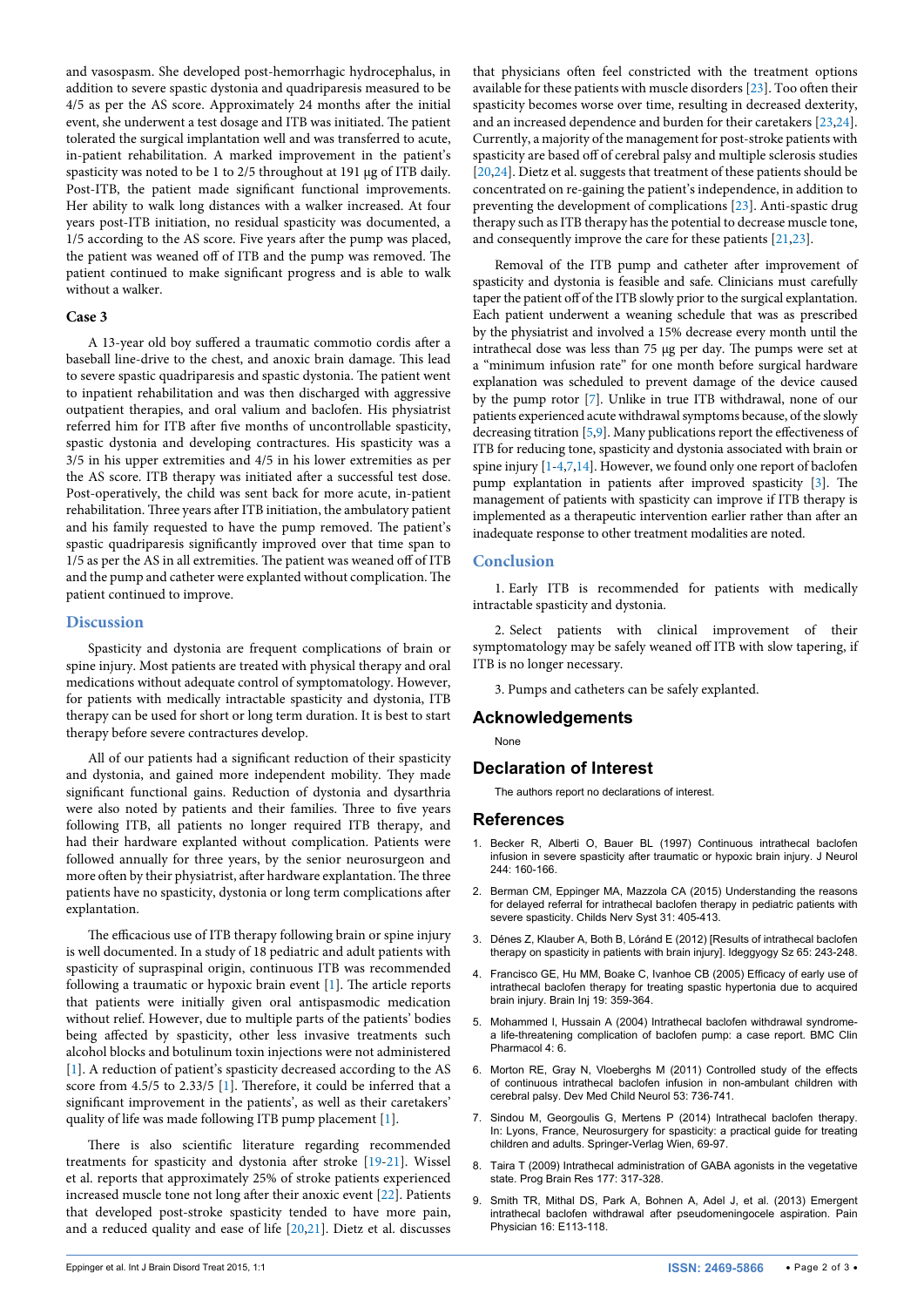and vasospasm. She developed post-hemorrhagic hydrocephalus, in addition to severe spastic dystonia and quadriparesis measured to be 4/5 as per the AS score. Approximately 24 months after the initial event, she underwent a test dosage and ITB was initiated. The patient tolerated the surgical implantation well and was transferred to acute, in-patient rehabilitation. A marked improvement in the patient's spasticity was noted to be 1 to 2/5 throughout at 191 µg of ITB daily. Post-ITB, the patient made significant functional improvements. Her ability to walk long distances with a walker increased. At four years post-ITB initiation, no residual spasticity was documented, a 1/5 according to the AS score. Five years after the pump was placed, the patient was weaned off of ITB and the pump was removed. The patient continued to make significant progress and is able to walk without a walker.

### Case 3

A 13-year old boy suffered a traumatic commotio cordis after a baseball line-drive to the chest, and anoxic brain damage. This lead to severe spastic quadriparesis and spastic dystonia. The patient went to inpatient rehabilitation and was then discharged with aggressive outpatient therapies, and oral valium and baclofen. His physiatrist referred him for ITB after five months of uncontrollable spasticity, spastic dystonia and developing contractures. His spasticity was a 3/5 in his upper extremities and 4/5 in his lower extremities as per the AS score. ITB therapy was initiated after a successful test dose. Post-operatively, the child was sent back for more acute, in-patient rehabilitation. Three years after ITB initiation, the ambulatory patient and his family requested to have the pump removed. The patient's spastic quadriparesis significantly improved over that time span to 1/5 as per the AS in all extremities. The patient was weaned off of ITB and the pump and catheter were explanted without complication. The patient continued to improve.

## Discussion

Spasticity and dystonia are frequent complications of brain or spine injury. Most patients are treated with physical therapy and oral medications without adequate control of symptomatology. However, for patients with medically intractable spasticity and dystonia, ITB therapy can be used for short or long term duration. It is best to start therapy before severe contractures develop.

All of our patients had a significant reduction of their spasticity and dystonia, and gained more independent mobility. They made significant functional gains. Reduction of dystonia and dysarthria were also noted by patients and their families. Three to five years following ITB, all patients no longer required ITB therapy, and had their hardware explanted without complication. Patients were followed annually for three years, by the senior neurosurgeon and more often by their physiatrist, after hardware explantation. The three patients have no spasticity, dystonia or long term complications after explantation.

The efficacious use of ITB therapy following brain or spine injury is well documented. In a study of 18 pediatric and adult patients with spasticity of supraspinal origin, continuous ITB was recommended following a traumatic or hypoxic brain event [1]. The article reports that patients were initially given oral antispasmodic medication without relief. However, due to multiple parts of the patients' bodies being affected by spasticity, other less invasive treatments such alcohol blocks and botulinum toxin injections were not administered [1]. A reduction of patient's spasticity decreased according to the AS score from 4.5/5 to 2.33/5 [1]. Therefore, it could be inferred that a significant improvement in the patients', as well as their caretakers' quality of life was made following ITB pump placement [1].

There is also scientific literature regarding recommended treatments for spasticity and dystonia after stroke [19-21]. Wissel et al. reports that approximately 25% of stroke patients experienced increased muscle tone not long after their anoxic event [22]. Patients that developed post-stroke spasticity tended to have more pain, and a reduced quality and ease of life [20,21]. Dietz et al. discusses that physicians often feel constricted with the treatment options available for these patients with muscle disorders [23]. Too often their spasticity becomes worse over time, resulting in decreased dexterity, and an increased dependence and burden for their caretakers [23,24]. Currently, a majority of the management for post-stroke patients with spasticity are based off of cerebral palsy and multiple sclerosis studies [20,24]. Dietz et al. suggests that treatment of these patients should be concentrated on re-gaining the patient's independence, in addition to preventing the development of complications [23]. Anti-spastic drug therapy such as ITB therapy has the potential to decrease muscle tone, and consequently improve the care for these patients [21,23].

Removal of the ITB pump and catheter after improvement of spasticity and dystonia is feasible and safe. Clinicians must carefully taper the patient off of the ITB slowly prior to the surgical explantation. Each patient underwent a weaning schedule that was as prescribed by the physiatrist and involved a 15% decrease every month until the intrathecal dose was less than 75 µg per day. The pumps were set at a "minimum infusion rate" for one month before surgical hardware explanation was scheduled to prevent damage of the device caused by the pump rotor [7]. Unlike in true ITB withdrawal, none of our patients experienced acute withdrawal symptoms because, of the slowly decreasing titration [5,9]. Many publications report the effectiveness of ITB for reducing tone, spasticity and dystonia associated with brain or spine injury [1-4,7,14]. However, we found only one report of baclofen pump explantation in patients after improved spasticity [3]. The management of patients with spasticity can improve if ITB therapy is implemented as a therapeutic intervention earlier rather than after an inadequate response to other treatment modalities are noted.

## Conclusion

1. Early ITB is recommended for patients with medically intractable spasticity and dystonia.

2. Select patients with clinical improvement of their symptomatology may be safely weaned off ITB with slow tapering, if ITB is no longer necessary.

3. Pumps and catheters can be safely explanted.

## Acknowledgements

None

## Declaration of Interest

The authors report no declarations of interest.

## References

1. Becker R, Alberti O, Bauer BL (1997) Continuous intrathecal baclofen infusion in severe spasticity after traumatic or hypoxic brain injury. J Neurol 244: 160-166.
2. Berman CM, Eppinger MA, Mazzola CA (2015) Understanding the reasons for delayed referral for intrathecal baclofen therapy in pediatric patients with severe spasticity. Childs Nerv Syst 31: 405-413.
3. Dénes Z, Klauber A, Both B, Lóránd E (2012) [Results of intrathecal baclofen therapy on spasticity in patients with brain injury]. Ideggyogy Sz 65: 243-248.
4. Francisco GE, Hu MM, Boake C, Ivanhoe CB (2005) Efficacy of early use of intrathecal baclofen therapy for treating spastic hypertonia due to acquired brain injury. Brain Inj 19: 359-364.
5. Mohammed I, Hussain A (2004) Intrathecal baclofen withdrawal syndrome- a life-threatening complication of baclofen pump: a case report. BMC Clin Pharmacol 4: 6.
6. Morton RE, Gray N, Vloeberghs M (2011) Controlled study of the effects of continuous intrathecal baclofen infusion in non-ambulant children with cerebral palsy. Dev Med Child Neurol 53: 736-741.
7. Sindou M, Georgoulis G, Mertens P (2014) Intrathecal baclofen therapy. In: Lyons, France, Neurosurgery for spasticity: a practical guide for treating children and adults. Springer-Verlag Wien, 69-97.
8. Taira T (2009) Intrathecal administration of GABA agonists in the vegetative state. Prog Brain Res 177: 317-328.
9. Smith TR, Mithal DS, Park A, Bohnen A, Adel J, et al. (2013) Emergent intrathecal baclofen withdrawal after pseudomeningocele aspiration. Pain Physician 16: E113-118.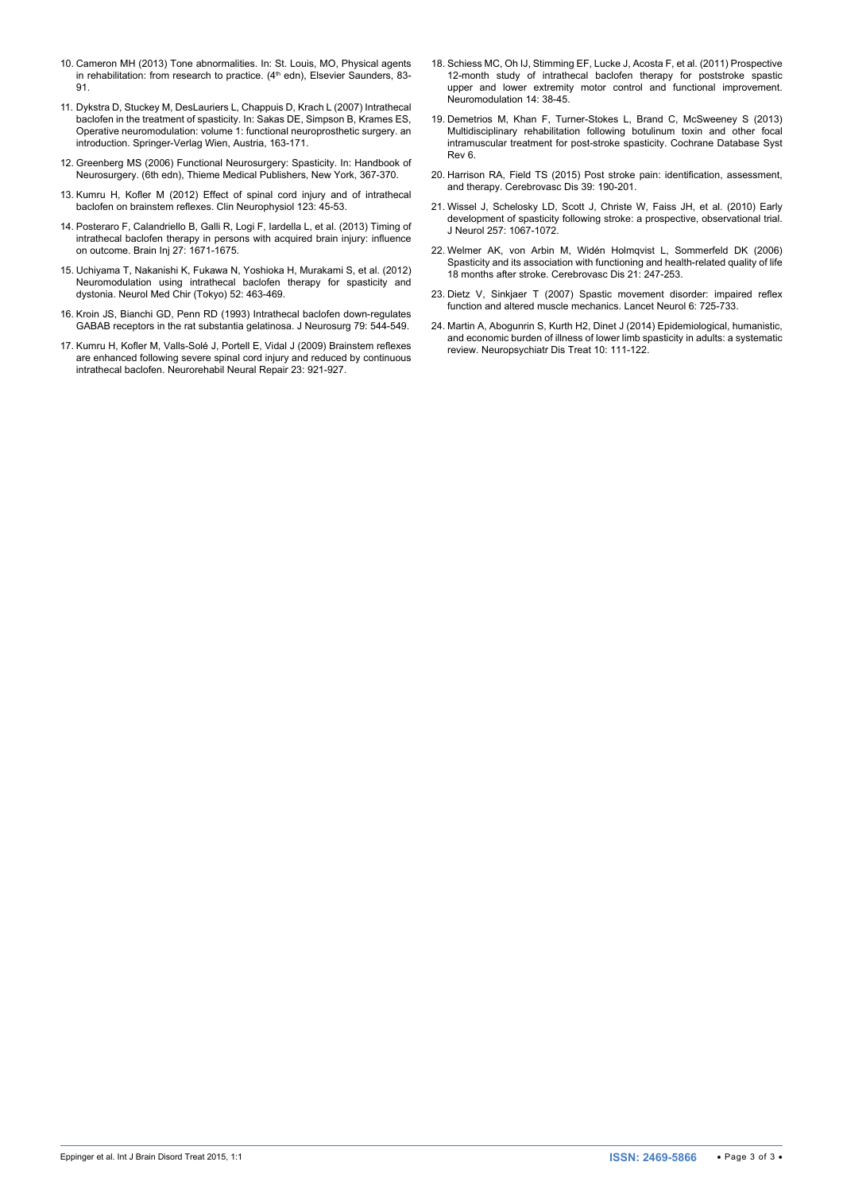10. Cameron MH (2013) Tone abnormalities. In: St. Louis, MO, Physical agents in rehabilitation: from research to practice. (4th edn), Elsevier Saunders, 83-91.

11. Dykstra D, Stuckey M, DesLauriers L, Chappuis D, Krach L (2007) Intrathecal baclofen in the treatment of spasticity. In: Sakas DE, Simpson B, Krames ES, Operative neuromodulation: volume 1: functional neuroprosthetic surgery. an introduction. Springer-Verlag Wien, Austria, 163-171.

12. Greenberg MS (2006) Functional Neurosurgery: Spasticity. In: Handbook of Neurosurgery. (6th edn), Thieme Medical Publishers, New York, 367-370.

13. Kumru H, Kofler M (2012) Effect of spinal cord injury and of intrathecal baclofen on brainstem reflexes. Clin Neurophysiol 123: 45-53.

14. Posteraro F, Calandriello B, Galli R, Logi F, Iardella L, et al. (2013) Timing of intrathecal baclofen therapy in persons with acquired brain injury: influence on outcome. Brain Inj 27: 1671-1675.

15. Uchiyama T, Nakanishi K, Fukawa N, Yoshioka H, Murakami S, et al. (2012) Neuromodulation using intrathecal baclofen therapy for spasticity and dystonia. Neurol Med Chir (Tokyo) 52: 463-469.

16. Kroin JS, Bianchi GD, Penn RD (1993) Intrathecal baclofen down-regulates GABAB receptors in the rat substantia gelatinosa. J Neurosurg 79: 544-549.

17. Kumru H, Kofler M, Valls-Solé J, Portell E, Vidal J (2009) Brainstem reflexes are enhanced following severe spinal cord injury and reduced by continuous intrathecal baclofen. Neurorehabil Neural Repair 23: 921-927.

18. Schiess MC, Oh IJ, Stimming EF, Lucke J, Acosta F, et al. (2011) Prospective 12-month study of intrathecal baclofen therapy for poststroke spastic upper and lower extremity motor control and functional improvement. Neuromodulation 14: 38-45.

19. Demetrios M, Khan F, Turner-Stokes L, Brand C, McSweeney S (2013) Multidisciplinary rehabilitation following botulinum toxin and other focal intramuscular treatment for post-stroke spasticity. Cochrane Database Syst Rev 6.

20. Harrison RA, Field TS (2015) Post stroke pain: identification, assessment, and therapy. Cerebrovasc Dis 39: 190-201.

21. Wissel J, Schelosky LD, Scott J, Christe W, Faiss JH, et al. (2010) Early development of spasticity following stroke: a prospective, observational trial. J Neurol 257: 1067-1072.

22. Welmer AK, von Arbin M, Widén Holmqvist L, Sommerfeld DK (2006) Spasticity and its association with functioning and health-related quality of life 18 months after stroke. Cerebrovasc Dis 21: 247-253.

23. Dietz V, Sinkjaer T (2007) Spastic movement disorder: impaired reflex function and altered muscle mechanics. Lancet Neurol 6: 725-733.

24. Martin A, Abogunrin S, Kurth H2, Dinet J (2014) Epidemiological, humanistic, and economic burden of illness of lower limb spasticity in adults: a systematic review. Neuropsychiatr Dis Treat 10: 111-122.